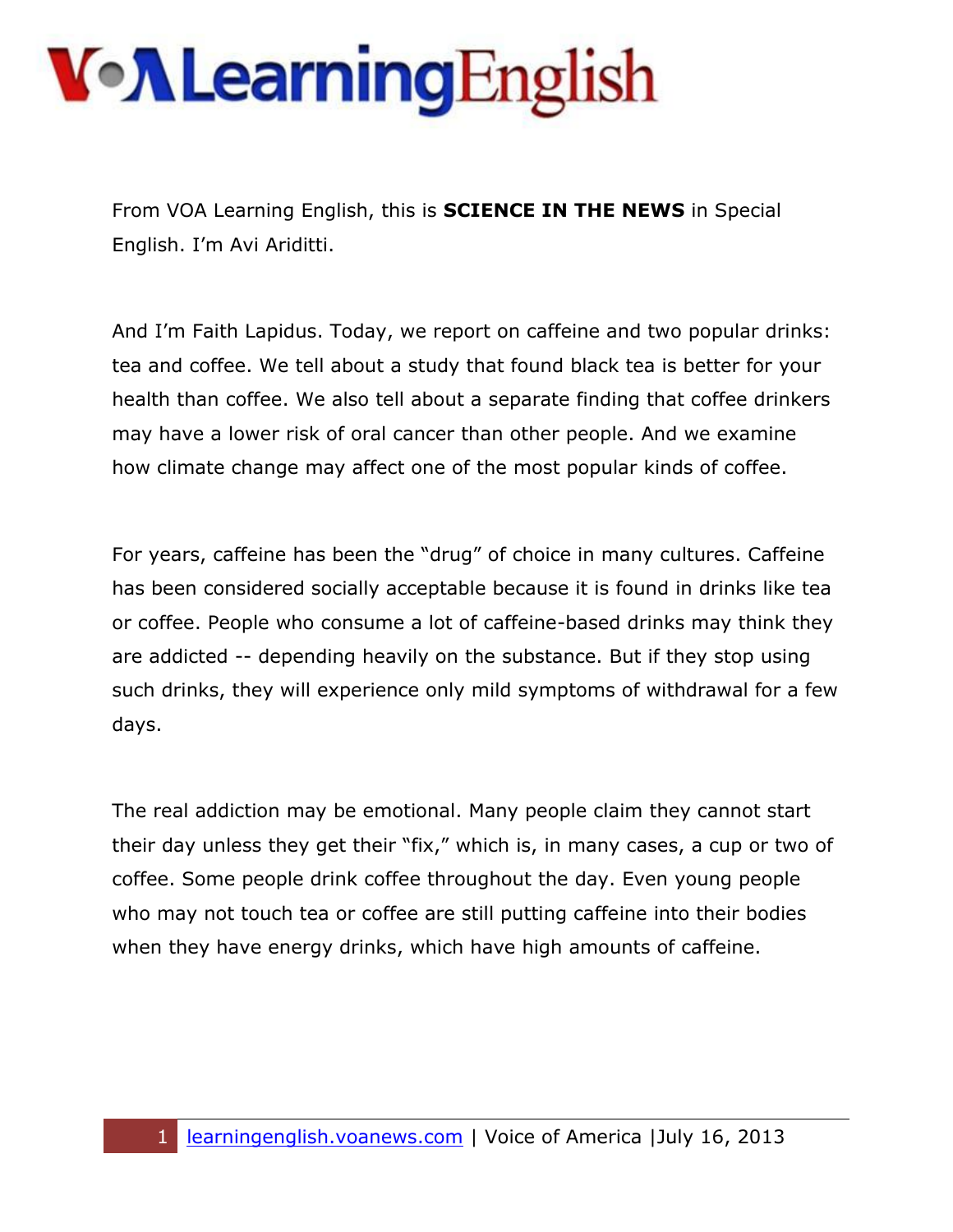From VOA Learning English, this is **SCIENCE IN THE NEWS** in Special English. I'm Avi Ariditti.

And I'm Faith Lapidus. Today, we report on caffeine and two popular drinks: tea and coffee. We tell about a study that found black tea is better for your health than coffee. We also tell about a separate finding that coffee drinkers may have a lower risk of oral cancer than other people. And we examine how climate change may affect one of the most popular kinds of coffee.

For years, caffeine has been the "drug" of choice in many cultures. Caffeine has been considered socially acceptable because it is found in drinks like tea or coffee. People who consume a lot of caffeine-based drinks may think they are addicted -- depending heavily on the substance. But if they stop using such drinks, they will experience only mild symptoms of withdrawal for a few days.

The real addiction may be emotional. Many people claim they cannot start their day unless they get their "fix," which is, in many cases, a cup or two of coffee. Some people drink coffee throughout the day. Even young people who may not touch tea or coffee are still putting caffeine into their bodies when they have energy drinks, which have high amounts of caffeine.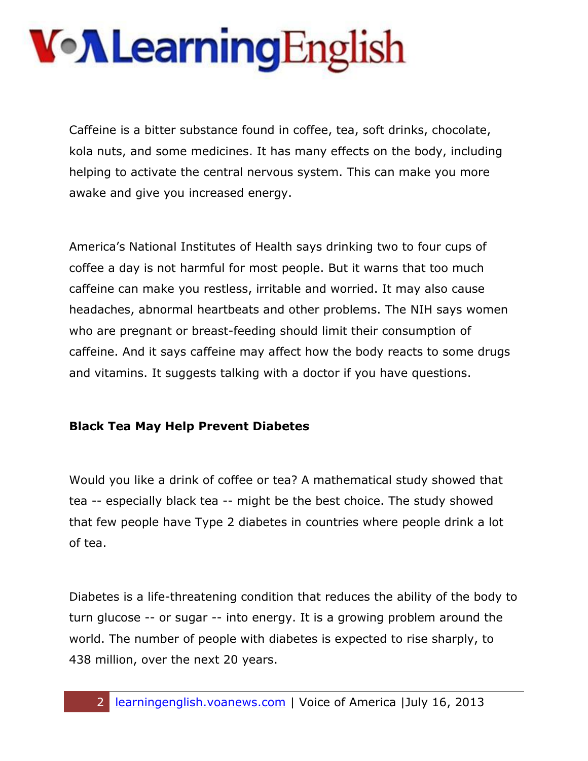Caffeine is a bitter substance found in coffee, tea, soft drinks, chocolate, kola nuts, and some medicines. It has many effects on the body, including helping to activate the central nervous system. This can make you more awake and give you increased energy.

America's National Institutes of Health says drinking two to four cups of coffee a day is not harmful for most people. But it warns that too much caffeine can make you restless, irritable and worried. It may also cause headaches, abnormal heartbeats and other problems. The NIH says women who are pregnant or breast-feeding should limit their consumption of caffeine. And it says caffeine may affect how the body reacts to some drugs and vitamins. It suggests talking with a doctor if you have questions.

**Black Tea May Help Prevent Diabetes**

Would you like a drink of coffee or tea? A mathematical study showed that tea -- especially black tea -- might be the best choice. The study showed that few people have Type 2 diabetes in countries where people drink a lot of tea.

Diabetes is a life-threatening condition that reduces the ability of the body to turn glucose -- or sugar -- into energy. It is a growing problem around the world. The number of people with diabetes is expected to rise sharply, to 438 million, over the next 20 years.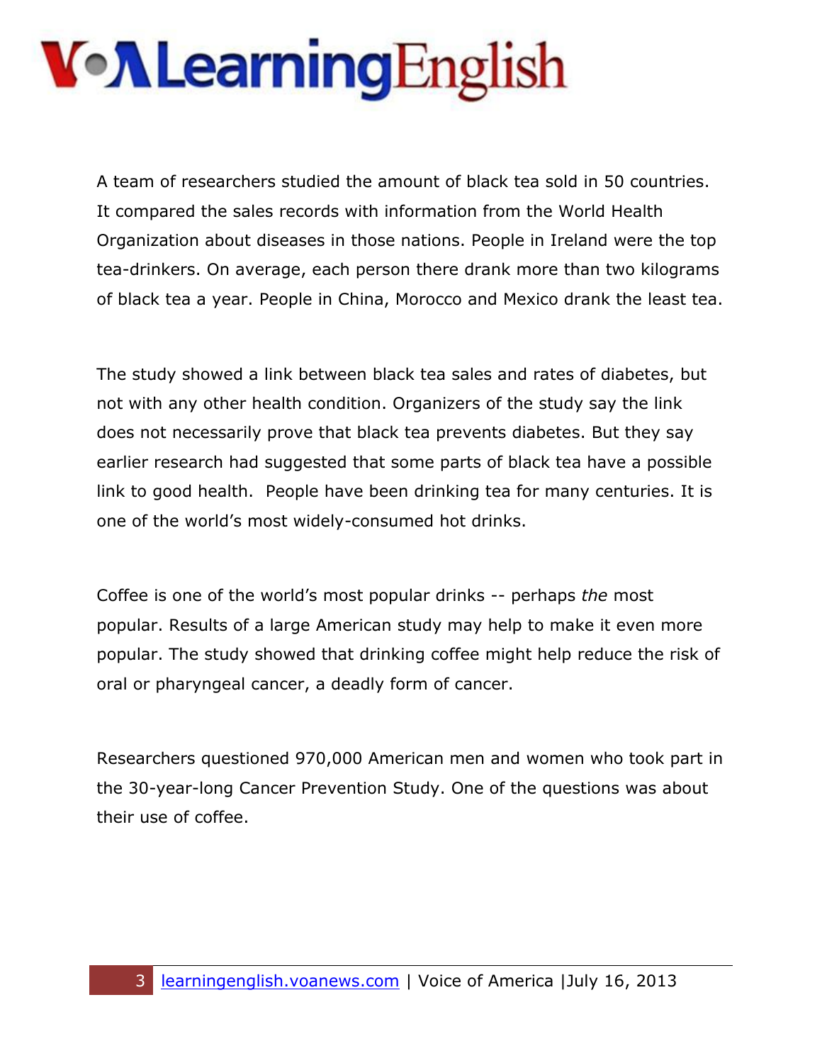A team of researchers studied the amount of black tea sold in 50 countries. It compared the sales records with information from the World Health Organization about diseases in those nations. People in Ireland were the top tea-drinkers. On average, each person there drank more than two kilograms of black tea a year. People in China, Morocco and Mexico drank the least tea.

The study showed a link between black tea sales and rates of diabetes, but not with any other health condition. Organizers of the study say the link does not necessarily prove that black tea prevents diabetes. But they say earlier research had suggested that some parts of black tea have a possible link to good health. People have been drinking tea for many centuries. It is one of the world's most widely-consumed hot drinks.

Coffee is one of the world's most popular drinks -- perhaps *the* most popular. Results of a large American study may help to make it even more popular. The study showed that drinking coffee might help reduce the risk of oral or pharyngeal cancer, a deadly form of cancer.

Researchers questioned 970,000 American men and women who took part in the 30-year-long Cancer Prevention Study. One of the questions was about their use of coffee.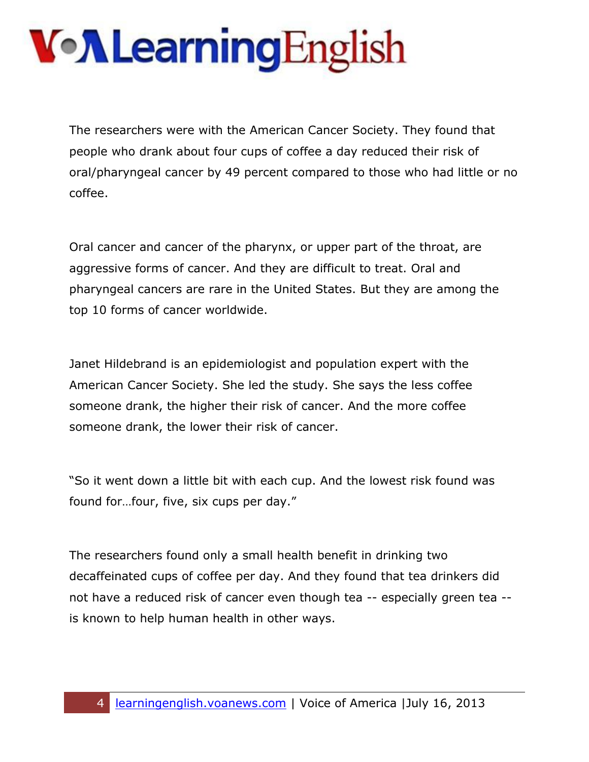The researchers were with the American Cancer Society. They found that people who drank about four cups of coffee a day reduced their risk of oral/pharyngeal cancer by 49 percent compared to those who had little or no coffee.

Oral cancer and cancer of the pharynx, or upper part of the throat, are aggressive forms of cancer. And they are difficult to treat. Oral and pharyngeal cancers are rare in the United States. But they are among the top 10 forms of cancer worldwide.

Janet Hildebrand is an epidemiologist and population expert with the American Cancer Society. She led the study. She says the less coffee someone drank, the higher their risk of cancer. And the more coffee someone drank, the lower their risk of cancer.

"So it went down a little bit with each cup. And the lowest risk found was found for…four, five, six cups per day."

The researchers found only a small health benefit in drinking two decaffeinated cups of coffee per day. And they found that tea drinkers did not have a reduced risk of cancer even though tea -- especially green tea -- is known to help human health in other ways.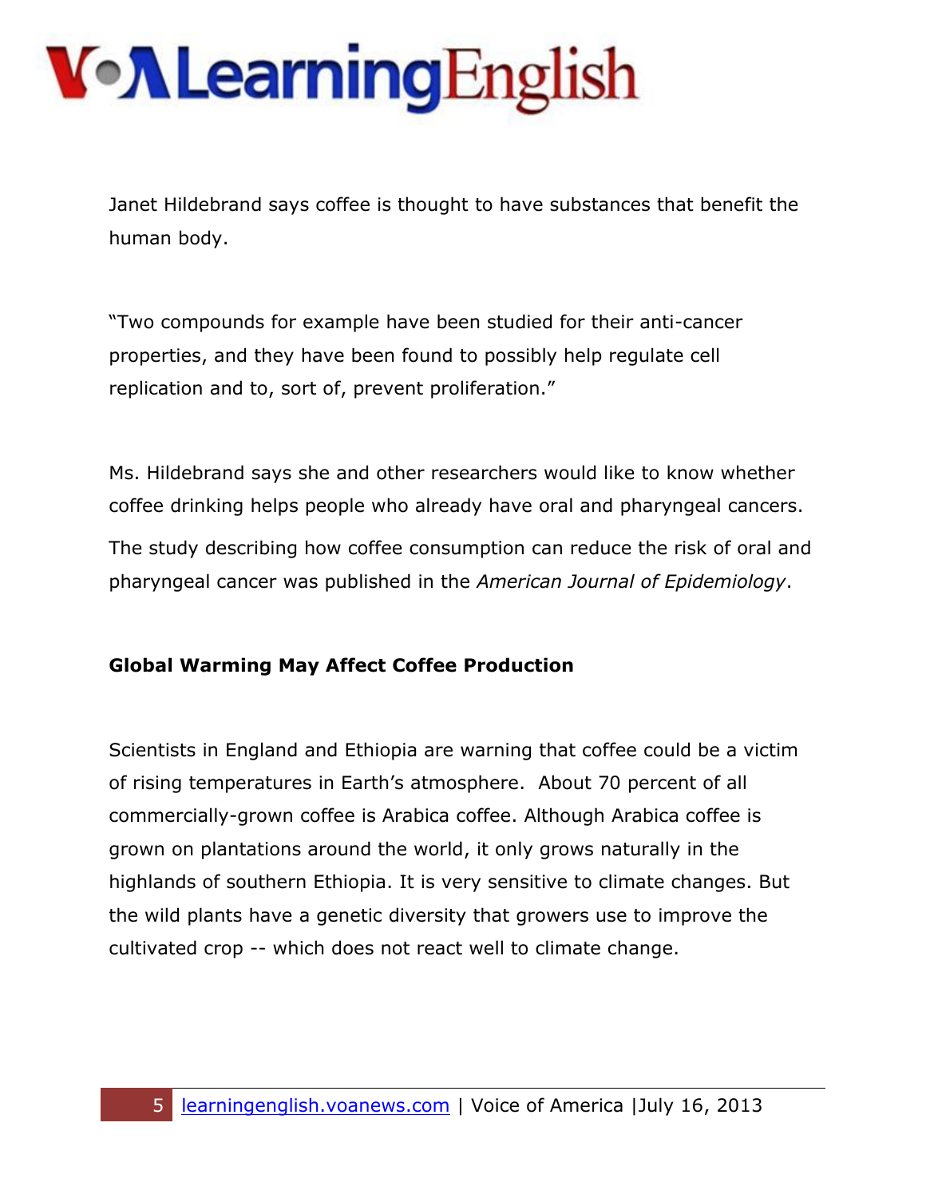Janet Hildebrand says coffee is thought to have substances that benefit the human body.

"Two compounds for example have been studied for their anti-cancer properties, and they have been found to possibly help regulate cell replication and to, sort of, prevent proliferation."

Ms. Hildebrand says she and other researchers would like to know whether coffee drinking helps people who already have oral and pharyngeal cancers.

The study describing how coffee consumption can reduce the risk of oral and pharyngeal cancer was published in the *American Journal of Epidemiology*.

**Global Warming May Affect Coffee Production**

Scientists in England and Ethiopia are warning that coffee could be a victim of rising temperatures in Earth's atmosphere. About 70 percent of all commercially-grown coffee is Arabica coffee. Although Arabica coffee is grown on plantations around the world, it only grows naturally in the highlands of southern Ethiopia. It is very sensitive to climate changes. But the wild plants have a genetic diversity that growers use to improve the cultivated crop -- which does not react well to climate change.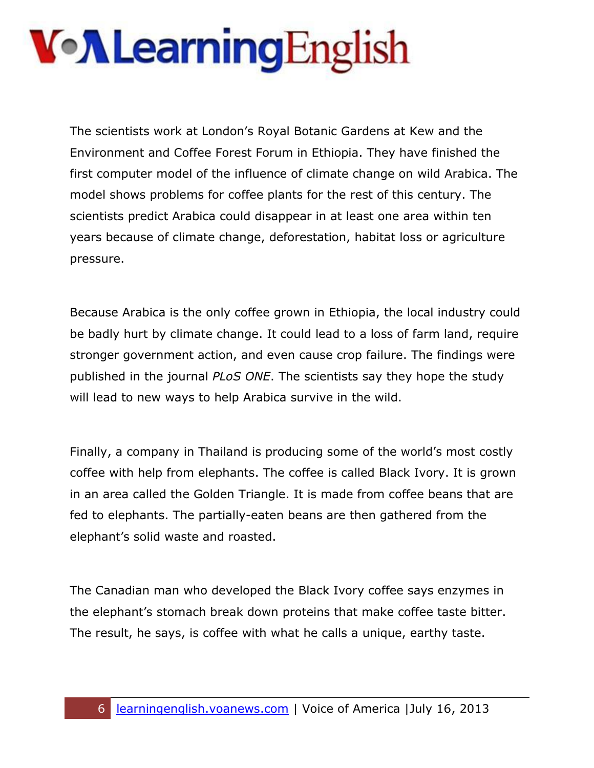The scientists work at London's Royal Botanic Gardens at Kew and the Environment and Coffee Forest Forum in Ethiopia. They have finished the first computer model of the influence of climate change on wild Arabica. The model shows problems for coffee plants for the rest of this century. The scientists predict Arabica could disappear in at least one area within ten years because of climate change, deforestation, habitat loss or agriculture pressure.

Because Arabica is the only coffee grown in Ethiopia, the local industry could be badly hurt by climate change. It could lead to a loss of farm land, require stronger government action, and even cause crop failure. The findings were published in the journal *PLoS ONE*. The scientists say they hope the study will lead to new ways to help Arabica survive in the wild.

Finally, a company in Thailand is producing some of the world's most costly coffee with help from elephants. The coffee is called Black Ivory. It is grown in an area called the Golden Triangle. It is made from coffee beans that are fed to elephants. The partially-eaten beans are then gathered from the elephant's solid waste and roasted.

The Canadian man who developed the Black Ivory coffee says enzymes in the elephant's stomach break down proteins that make coffee taste bitter. The result, he says, is coffee with what he calls a unique, earthy taste.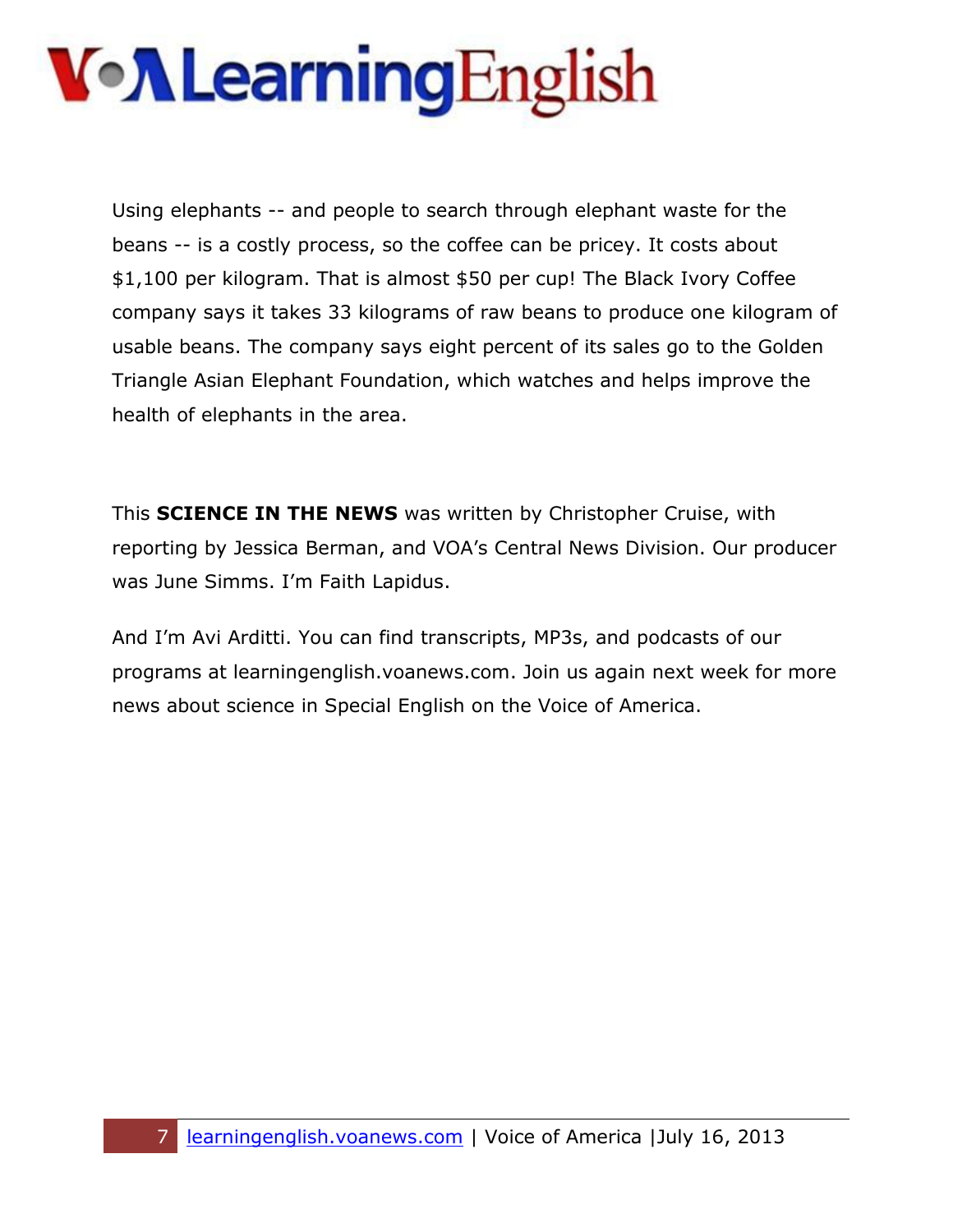Using elephants -- and people to search through elephant waste for the beans -- is a costly process, so the coffee can be pricey. It costs about $1,100 per kilogram. That is almost $50 per cup! The Black Ivory Coffee company says it takes 33 kilograms of raw beans to produce one kilogram of usable beans. The company says eight percent of its sales go to the Golden Triangle Asian Elephant Foundation, which watches and helps improve the health of elephants in the area.

This **SCIENCE IN THE NEWS** was written by Christopher Cruise, with reporting by Jessica Berman, and VOA's Central News Division. Our producer was June Simms. I'm Faith Lapidus.

And I'm Avi Arditti. You can find transcripts, MP3s, and podcasts of our programs at learningenglish.voanews.com. Join us again next week for more news about science in Special English on the Voice of America.